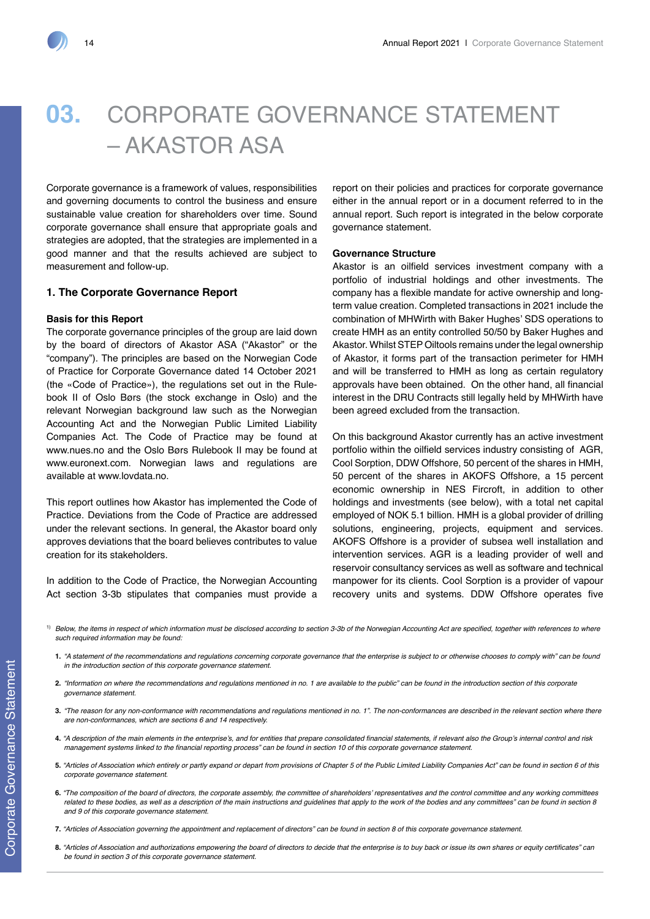# 03. CORPORATE GOVERNANCE STATEMENT – AKASTOR ASA

Corporate governance is a framework of values, responsibilities and governing documents to control the business and ensure sustainable value creation for shareholders over time. Sound corporate governance shall ensure that appropriate goals and strategies are adopted, that the strategies are implemented in a good manner and that the results achieved are subject to measurement and follow-up.

## 1. The Corporate Governance Report

### Basis for this Report

The corporate governance principles of the group are laid down by the board of directors of Akastor ASA ("Akastor" or the "company"). The principles are based on the Norwegian Code of Practice for Corporate Governance dated 14 October 2021 (the «Code of Practice»), the regulations set out in the Rulebook II of Oslo Børs (the stock exchange in Oslo) and the relevant Norwegian background law such as the Norwegian Accounting Act and the Norwegian Public Limited Liability Companies Act. The Code of Practice may be found at www.nues.no and the Oslo Børs Rulebook II may be found at www.euronext.com. Norwegian laws and regulations are available at www.lovdata.no.

This report outlines how Akastor has implemented the Code of Practice. Deviations from the Code of Practice are addressed under the relevant sections. In general, the Akastor board only approves deviations that the board believes contributes to value creation for its stakeholders.

In addition to the Code of Practice, the Norwegian Accounting Act section 3-3b stipulates that companies must provide a report on their policies and practices for corporate governance either in the annual report or in a document referred to in the annual report. Such report is integrated in the below corporate governance statement.

### Governance Structure

Akastor is an oilfield services investment company with a portfolio of industrial holdings and other investments. The company has a flexible mandate for active ownership and long-term value creation. Completed transactions in 2021 include the combination of MHWirth with Baker Hughes' SDS operations to create HMH as an entity controlled 50/50 by Baker Hughes and Akastor. Whilst STEP Oiltools remains under the legal ownership of Akastor, it forms part of the transaction perimeter for HMH and will be transferred to HMH as long as certain regulatory approvals have been obtained. On the other hand, all financial interest in the DRU Contracts still legally held by MHWirth have been agreed excluded from the transaction.

On this background Akastor currently has an active investment portfolio within the oilfield services industry consisting of AGR, Cool Sorption, DDW Offshore, 50 percent of the shares in HMH, 50 percent of the shares in AKOFS Offshore, a 15 percent economic ownership in NES Fircroft, in addition to other holdings and investments (see below), with a total net capital employed of NOK 5.1 billion. HMH is a global provider of drilling solutions, engineering, projects, equipment and services. AKOFS Offshore is a provider of subsea well installation and intervention services. AGR is a leading provider of well and reservoir consultancy services as well as software and technical manpower for its clients. Cool Sorption is a provider of vapour recovery units and systems. DDW Offshore operates five

---

[1] *Below, the items in respect of which information must be disclosed according to section 3-3b of the Norwegian Accounting Act are specified, together with references to where such required information may be found:*

1. *"A statement of the recommendations and regulations concerning corporate governance that the enterprise is subject to or otherwise chooses to comply with" can be found in the introduction section of this corporate governance statement.*
2. *"Information on where the recommendations and regulations mentioned in no. 1 are available to the public" can be found in the introduction section of this corporate governance statement.*
3. *"The reason for any non-conformance with recommendations and regulations mentioned in no. 1". The non-conformances are described in the relevant section where there are non-conformances, which are sections 6 and 14 respectively.*
4. *"A description of the main elements in the enterprise's, and for entities that prepare consolidated financial statements, if relevant also the Group's internal control and risk management systems linked to the financial reporting process" can be found in section 10 of this corporate governance statement.*
5. *"Articles of Association which entirely or partly expand or depart from provisions of Chapter 5 of the Public Limited Liability Companies Act" can be found in section 6 of this corporate governance statement.*
6. *"The composition of the board of directors, the corporate assembly, the committee of shareholders' representatives and the control committee and any working committees related to these bodies, as well as a description of the main instructions and guidelines that apply to the work of the bodies and any committees" can be found in section 8 and 9 of this corporate governance statement.*
7. *"Articles of Association governing the appointment and replacement of directors" can be found in section 8 of this corporate governance statement.*
8. *"Articles of Association and authorizations empowering the board of directors to decide that the enterprise is to buy back or issue its own shares or equity certificates" can be found in section 3 of this corporate governance statement.*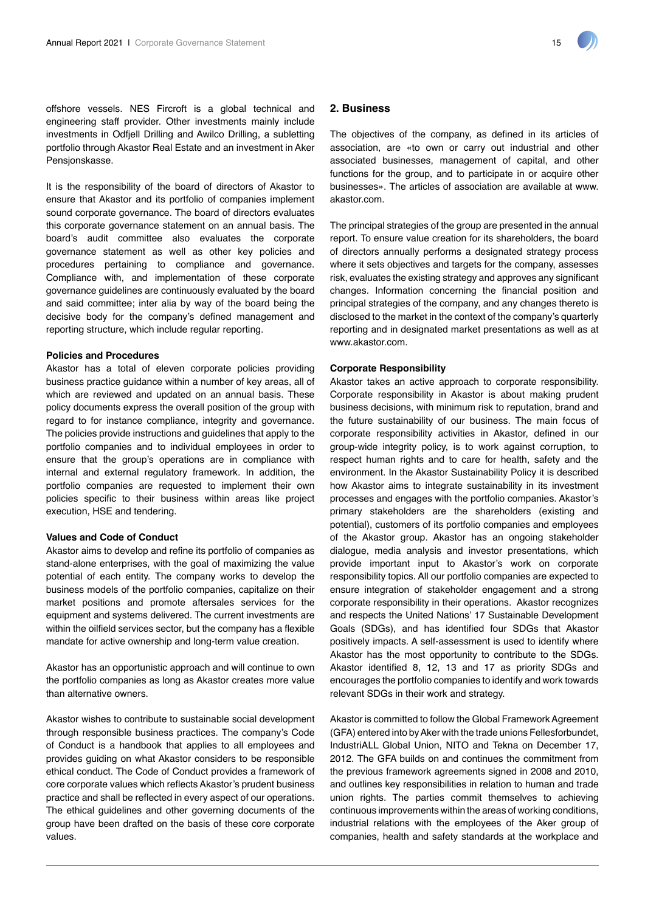offshore vessels. NES Fircroft is a global technical and engineering staff provider. Other investments mainly include investments in Odfjell Drilling and Awilco Drilling, a subletting portfolio through Akastor Real Estate and an investment in Aker Pensjonskasse.

It is the responsibility of the board of directors of Akastor to ensure that Akastor and its portfolio of companies implement sound corporate governance. The board of directors evaluates this corporate governance statement on an annual basis. The board's audit committee also evaluates the corporate governance statement as well as other key policies and procedures pertaining to compliance and governance. Compliance with, and implementation of these corporate governance guidelines are continuously evaluated by the board and said committee; inter alia by way of the board being the decisive body for the company's defined management and reporting structure, which include regular reporting.

**Policies and Procedures**

Akastor has a total of eleven corporate policies providing business practice guidance within a number of key areas, all of which are reviewed and updated on an annual basis. These policy documents express the overall position of the group with regard to for instance compliance, integrity and governance. The policies provide instructions and guidelines that apply to the portfolio companies and to individual employees in order to ensure that the group's operations are in compliance with internal and external regulatory framework. In addition, the portfolio companies are requested to implement their own policies specific to their business within areas like project execution, HSE and tendering.

**Values and Code of Conduct**

Akastor aims to develop and refine its portfolio of companies as stand-alone enterprises, with the goal of maximizing the value potential of each entity. The company works to develop the business models of the portfolio companies, capitalize on their market positions and promote aftersales services for the equipment and systems delivered. The current investments are within the oilfield services sector, but the company has a flexible mandate for active ownership and long-term value creation.

Akastor has an opportunistic approach and will continue to own the portfolio companies as long as Akastor creates more value than alternative owners.

Akastor wishes to contribute to sustainable social development through responsible business practices. The company's Code of Conduct is a handbook that applies to all employees and provides guiding on what Akastor considers to be responsible ethical conduct. The Code of Conduct provides a framework of core corporate values which reflects Akastor's prudent business practice and shall be reflected in every aspect of our operations. The ethical guidelines and other governing documents of the group have been drafted on the basis of these core corporate values.

## 2. Business

The objectives of the company, as defined in its articles of association, are «to own or carry out industrial and other associated businesses, management of capital, and other functions for the group, and to participate in or acquire other businesses». The articles of association are available at www.akastor.com.

The principal strategies of the group are presented in the annual report. To ensure value creation for its shareholders, the board of directors annually performs a designated strategy process where it sets objectives and targets for the company, assesses risk, evaluates the existing strategy and approves any significant changes. Information concerning the financial position and principal strategies of the company, and any changes thereto is disclosed to the market in the context of the company's quarterly reporting and in designated market presentations as well as at www.akastor.com.

**Corporate Responsibility**

Akastor takes an active approach to corporate responsibility. Corporate responsibility in Akastor is about making prudent business decisions, with minimum risk to reputation, brand and the future sustainability of our business. The main focus of corporate responsibility activities in Akastor, defined in our group-wide integrity policy, is to work against corruption, to respect human rights and to care for health, safety and the environment. In the Akastor Sustainability Policy it is described how Akastor aims to integrate sustainability in its investment processes and engages with the portfolio companies. Akastor's primary stakeholders are the shareholders (existing and potential), customers of its portfolio companies and employees of the Akastor group. Akastor has an ongoing stakeholder dialogue, media analysis and investor presentations, which provide important input to Akastor's work on corporate responsibility topics. All our portfolio companies are expected to ensure integration of stakeholder engagement and a strong corporate responsibility in their operations. Akastor recognizes and respects the United Nations' 17 Sustainable Development Goals (SDGs), and has identified four SDGs that Akastor positively impacts. A self-assessment is used to identify where Akastor has the most opportunity to contribute to the SDGs. Akastor identified 8, 12, 13 and 17 as priority SDGs and encourages the portfolio companies to identify and work towards relevant SDGs in their work and strategy.

Akastor is committed to follow the Global Framework Agreement (GFA) entered into by Aker with the trade unions Fellesforbundet, IndustriALL Global Union, NITO and Tekna on December 17, 2012. The GFA builds on and continues the commitment from the previous framework agreements signed in 2008 and 2010, and outlines key responsibilities in relation to human and trade union rights. The parties commit themselves to achieving continuous improvements within the areas of working conditions, industrial relations with the employees of the Aker group of companies, health and safety standards at the workplace and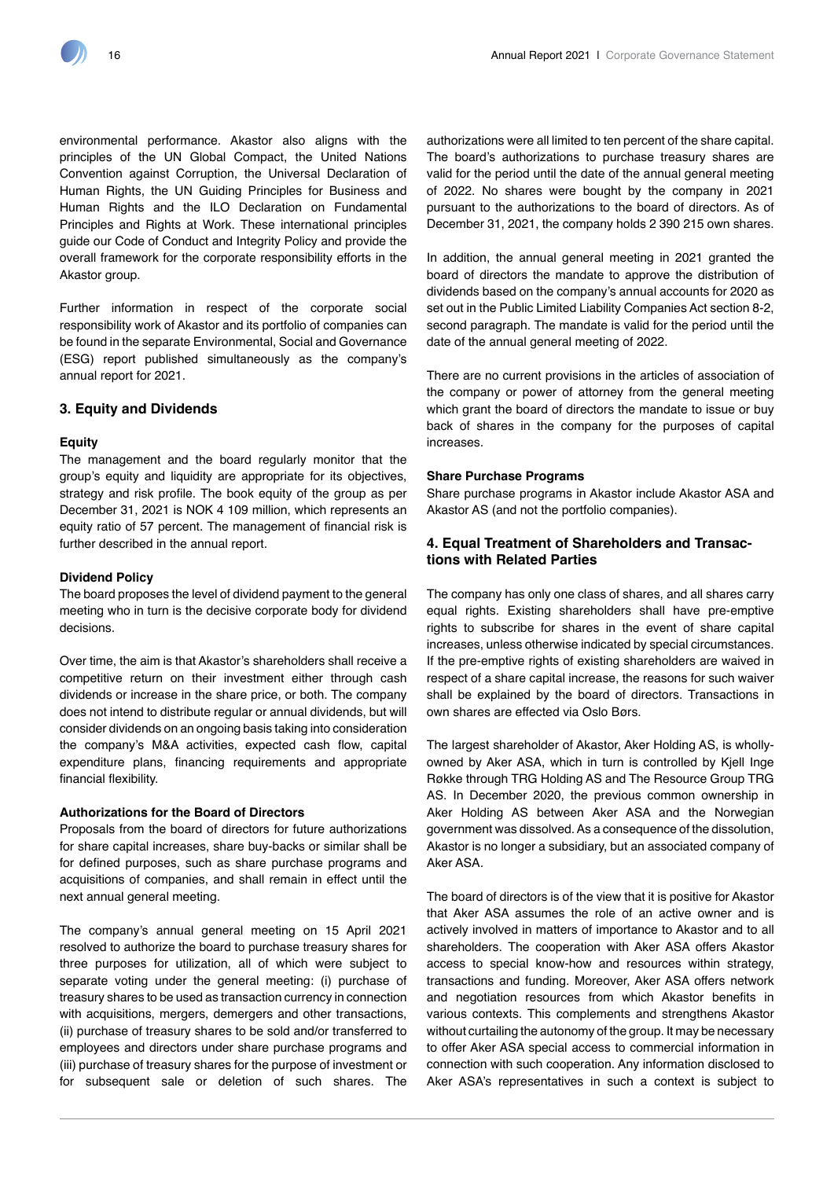environmental performance. Akastor also aligns with the principles of the UN Global Compact, the United Nations Convention against Corruption, the Universal Declaration of Human Rights, the UN Guiding Principles for Business and Human Rights and the ILO Declaration on Fundamental Principles and Rights at Work. These international principles guide our Code of Conduct and Integrity Policy and provide the overall framework for the corporate responsibility efforts in the Akastor group.

Further information in respect of the corporate social responsibility work of Akastor and its portfolio of companies can be found in the separate Environmental, Social and Governance (ESG) report published simultaneously as the company's annual report for 2021.

## 3. Equity and Dividends

### Equity

The management and the board regularly monitor that the group's equity and liquidity are appropriate for its objectives, strategy and risk profile. The book equity of the group as per December 31, 2021 is NOK 4 109 million, which represents an equity ratio of 57 percent. The management of financial risk is further described in the annual report.

### Dividend Policy

The board proposes the level of dividend payment to the general meeting who in turn is the decisive corporate body for dividend decisions.

Over time, the aim is that Akastor's shareholders shall receive a competitive return on their investment either through cash dividends or increase in the share price, or both. The company does not intend to distribute regular or annual dividends, but will consider dividends on an ongoing basis taking into consideration the company's M&A activities, expected cash flow, capital expenditure plans, financing requirements and appropriate financial flexibility.

### Authorizations for the Board of Directors

Proposals from the board of directors for future authorizations for share capital increases, share buy-backs or similar shall be for defined purposes, such as share purchase programs and acquisitions of companies, and shall remain in effect until the next annual general meeting.

The company's annual general meeting on 15 April 2021 resolved to authorize the board to purchase treasury shares for three purposes for utilization, all of which were subject to separate voting under the general meeting: (i) purchase of treasury shares to be used as transaction currency in connection with acquisitions, mergers, demergers and other transactions, (ii) purchase of treasury shares to be sold and/or transferred to employees and directors under share purchase programs and (iii) purchase of treasury shares for the purpose of investment or for subsequent sale or deletion of such shares. The authorizations were all limited to ten percent of the share capital. The board's authorizations to purchase treasury shares are valid for the period until the date of the annual general meeting of 2022. No shares were bought by the company in 2021 pursuant to the authorizations to the board of directors. As of December 31, 2021, the company holds 2 390 215 own shares.

In addition, the annual general meeting in 2021 granted the board of directors the mandate to approve the distribution of dividends based on the company's annual accounts for 2020 as set out in the Public Limited Liability Companies Act section 8-2, second paragraph. The mandate is valid for the period until the date of the annual general meeting of 2022.

There are no current provisions in the articles of association of the company or power of attorney from the general meeting which grant the board of directors the mandate to issue or buy back of shares in the company for the purposes of capital increases.

### Share Purchase Programs

Share purchase programs in Akastor include Akastor ASA and Akastor AS (and not the portfolio companies).

## 4. Equal Treatment of Shareholders and Transactions with Related Parties

The company has only one class of shares, and all shares carry equal rights. Existing shareholders shall have pre-emptive rights to subscribe for shares in the event of share capital increases, unless otherwise indicated by special circumstances. If the pre-emptive rights of existing shareholders are waived in respect of a share capital increase, the reasons for such waiver shall be explained by the board of directors. Transactions in own shares are effected via Oslo Børs.

The largest shareholder of Akastor, Aker Holding AS, is wholly-owned by Aker ASA, which in turn is controlled by Kjell Inge Røkke through TRG Holding AS and The Resource Group TRG AS. In December 2020, the previous common ownership in Aker Holding AS between Aker ASA and the Norwegian government was dissolved. As a consequence of the dissolution, Akastor is no longer a subsidiary, but an associated company of Aker ASA.

The board of directors is of the view that it is positive for Akastor that Aker ASA assumes the role of an active owner and is actively involved in matters of importance to Akastor and to all shareholders. The cooperation with Aker ASA offers Akastor access to special know-how and resources within strategy, transactions and funding. Moreover, Aker ASA offers network and negotiation resources from which Akastor benefits in various contexts. This complements and strengthens Akastor without curtailing the autonomy of the group. It may be necessary to offer Aker ASA special access to commercial information in connection with such cooperation. Any information disclosed to Aker ASA's representatives in such a context is subject to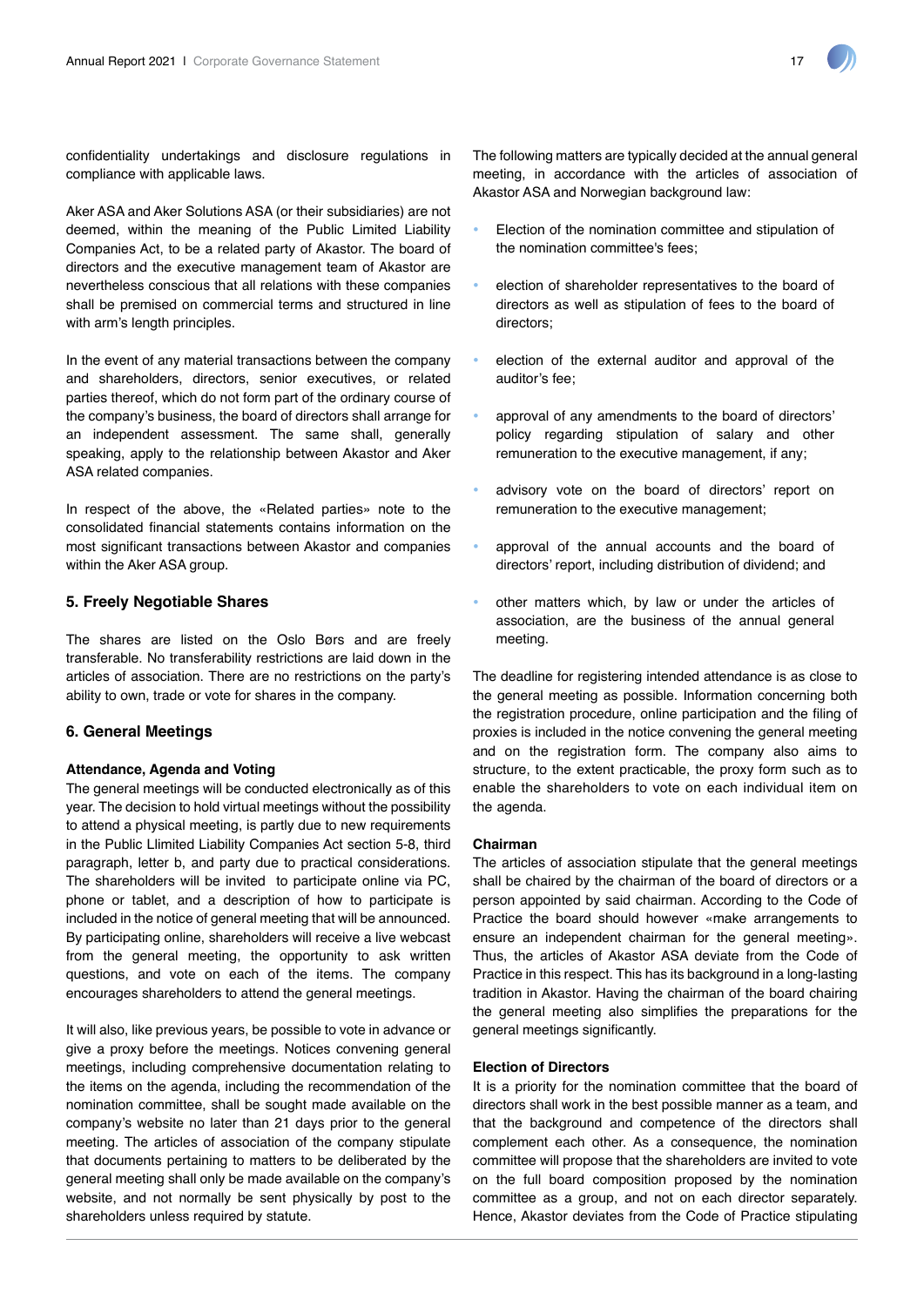confidentiality undertakings and disclosure regulations in compliance with applicable laws.

Aker ASA and Aker Solutions ASA (or their subsidiaries) are not deemed, within the meaning of the Public Limited Liability Companies Act, to be a related party of Akastor. The board of directors and the executive management team of Akastor are nevertheless conscious that all relations with these companies shall be premised on commercial terms and structured in line with arm's length principles.

In the event of any material transactions between the company and shareholders, directors, senior executives, or related parties thereof, which do not form part of the ordinary course of the company's business, the board of directors shall arrange for an independent assessment. The same shall, generally speaking, apply to the relationship between Akastor and Aker ASA related companies.

In respect of the above, the «Related parties» note to the consolidated financial statements contains information on the most significant transactions between Akastor and companies within the Aker ASA group.

## 5. Freely Negotiable Shares

The shares are listed on the Oslo Børs and are freely transferable. No transferability restrictions are laid down in the articles of association. There are no restrictions on the party's ability to own, trade or vote for shares in the company.

## 6. General Meetings

### Attendance, Agenda and Voting

The general meetings will be conducted electronically as of this year. The decision to hold virtual meetings without the possibility to attend a physical meeting, is partly due to new requirements in the Public Llimited Liability Companies Act section 5-8, third paragraph, letter b, and party due to practical considerations. The shareholders will be invited to participate online via PC, phone or tablet, and a description of how to participate is included in the notice of general meeting that will be announced. By participating online, shareholders will receive a live webcast from the general meeting, the opportunity to ask written questions, and vote on each of the items. The company encourages shareholders to attend the general meetings.

It will also, like previous years, be possible to vote in advance or give a proxy before the meetings. Notices convening general meetings, including comprehensive documentation relating to the items on the agenda, including the recommendation of the nomination committee, shall be sought made available on the company's website no later than 21 days prior to the general meeting. The articles of association of the company stipulate that documents pertaining to matters to be deliberated by the general meeting shall only be made available on the company's website, and not normally be sent physically by post to the shareholders unless required by statute.

The following matters are typically decided at the annual general meeting, in accordance with the articles of association of Akastor ASA and Norwegian background law:

- Election of the nomination committee and stipulation of the nomination committee's fees;
- election of shareholder representatives to the board of directors as well as stipulation of fees to the board of directors;
- election of the external auditor and approval of the auditor's fee;
- approval of any amendments to the board of directors' policy regarding stipulation of salary and other remuneration to the executive management, if any;
- advisory vote on the board of directors' report on remuneration to the executive management;
- approval of the annual accounts and the board of directors' report, including distribution of dividend; and
- other matters which, by law or under the articles of association, are the business of the annual general meeting.

The deadline for registering intended attendance is as close to the general meeting as possible. Information concerning both the registration procedure, online participation and the filing of proxies is included in the notice convening the general meeting and on the registration form. The company also aims to structure, to the extent practicable, the proxy form such as to enable the shareholders to vote on each individual item on the agenda.

### Chairman

The articles of association stipulate that the general meetings shall be chaired by the chairman of the board of directors or a person appointed by said chairman. According to the Code of Practice the board should however «make arrangements to ensure an independent chairman for the general meeting». Thus, the articles of Akastor ASA deviate from the Code of Practice in this respect. This has its background in a long-lasting tradition in Akastor. Having the chairman of the board chairing the general meeting also simplifies the preparations for the general meetings significantly.

### Election of Directors

It is a priority for the nomination committee that the board of directors shall work in the best possible manner as a team, and that the background and competence of the directors shall complement each other. As a consequence, the nomination committee will propose that the shareholders are invited to vote on the full board composition proposed by the nomination committee as a group, and not on each director separately. Hence, Akastor deviates from the Code of Practice stipulating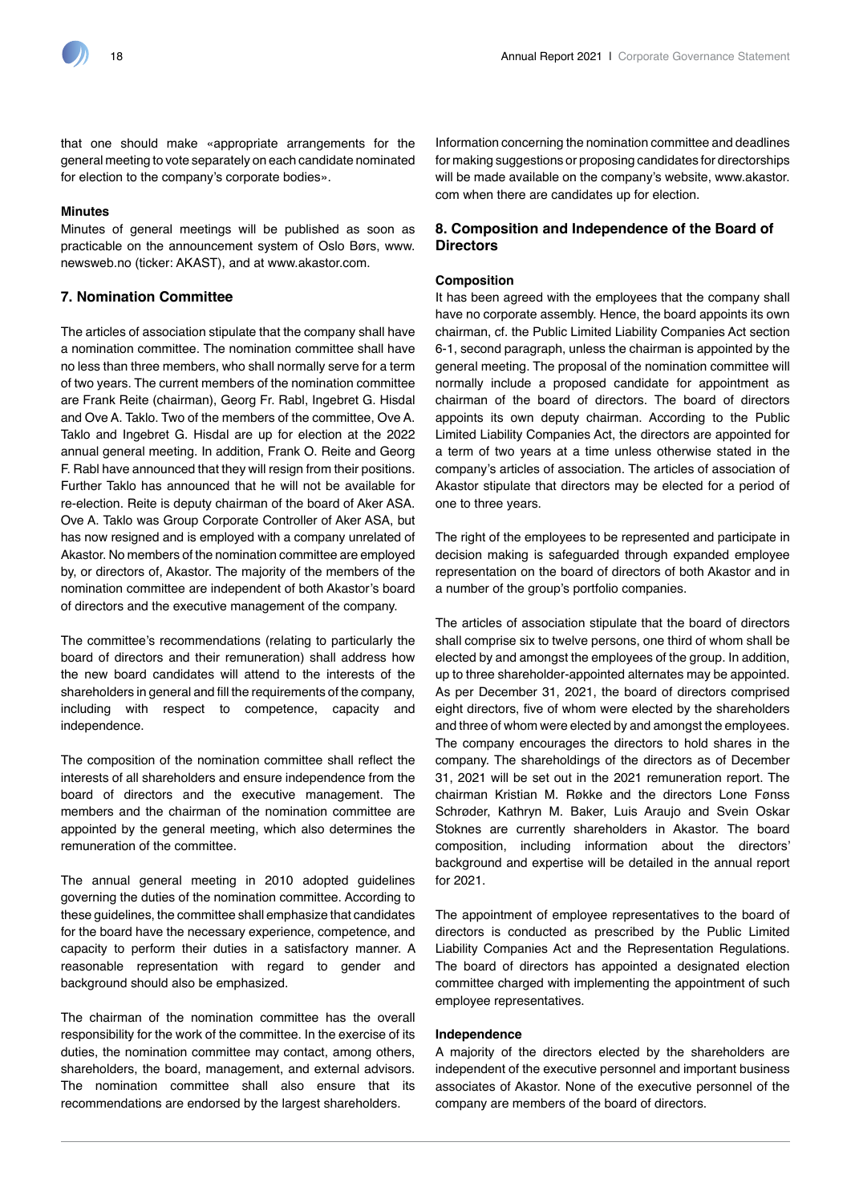that one should make «appropriate arrangements for the general meeting to vote separately on each candidate nominated for election to the company's corporate bodies».

**Minutes**

Minutes of general meetings will be published as soon as practicable on the announcement system of Oslo Børs, www.newsweb.no (ticker: AKAST), and at www.akastor.com.

## 7. Nomination Committee

The articles of association stipulate that the company shall have a nomination committee. The nomination committee shall have no less than three members, who shall normally serve for a term of two years. The current members of the nomination committee are Frank Reite (chairman), Georg Fr. Rabl, Ingebret G. Hisdal and Ove A. Taklo. Two of the members of the committee, Ove A. Taklo and Ingebret G. Hisdal are up for election at the 2022 annual general meeting. In addition, Frank O. Reite and Georg F. Rabl have announced that they will resign from their positions. Further Taklo has announced that he will not be available for re-election. Reite is deputy chairman of the board of Aker ASA. Ove A. Taklo was Group Corporate Controller of Aker ASA, but has now resigned and is employed with a company unrelated of Akastor. No members of the nomination committee are employed by, or directors of, Akastor. The majority of the members of the nomination committee are independent of both Akastor's board of directors and the executive management of the company.

The committee's recommendations (relating to particularly the board of directors and their remuneration) shall address how the new board candidates will attend to the interests of the shareholders in general and fill the requirements of the company, including with respect to competence, capacity and independence.

The composition of the nomination committee shall reflect the interests of all shareholders and ensure independence from the board of directors and the executive management. The members and the chairman of the nomination committee are appointed by the general meeting, which also determines the remuneration of the committee.

The annual general meeting in 2010 adopted guidelines governing the duties of the nomination committee. According to these guidelines, the committee shall emphasize that candidates for the board have the necessary experience, competence, and capacity to perform their duties in a satisfactory manner. A reasonable representation with regard to gender and background should also be emphasized.

The chairman of the nomination committee has the overall responsibility for the work of the committee. In the exercise of its duties, the nomination committee may contact, among others, shareholders, the board, management, and external advisors. The nomination committee shall also ensure that its recommendations are endorsed by the largest shareholders.

Information concerning the nomination committee and deadlines for making suggestions or proposing candidates for directorships will be made available on the company's website, www.akastor.com when there are candidates up for election.

## 8. Composition and Independence of the Board of Directors

**Composition**

It has been agreed with the employees that the company shall have no corporate assembly. Hence, the board appoints its own chairman, cf. the Public Limited Liability Companies Act section 6-1, second paragraph, unless the chairman is appointed by the general meeting. The proposal of the nomination committee will normally include a proposed candidate for appointment as chairman of the board of directors. The board of directors appoints its own deputy chairman. According to the Public Limited Liability Companies Act, the directors are appointed for a term of two years at a time unless otherwise stated in the company's articles of association. The articles of association of Akastor stipulate that directors may be elected for a period of one to three years.

The right of the employees to be represented and participate in decision making is safeguarded through expanded employee representation on the board of directors of both Akastor and in a number of the group's portfolio companies.

The articles of association stipulate that the board of directors shall comprise six to twelve persons, one third of whom shall be elected by and amongst the employees of the group. In addition, up to three shareholder-appointed alternates may be appointed. As per December 31, 2021, the board of directors comprised eight directors, five of whom were elected by the shareholders and three of whom were elected by and amongst the employees. The company encourages the directors to hold shares in the company. The shareholdings of the directors as of December 31, 2021 will be set out in the 2021 remuneration report. The chairman Kristian M. Røkke and the directors Lone Fønss Schrøder, Kathryn M. Baker, Luis Araujo and Svein Oskar Stoknes are currently shareholders in Akastor. The board composition, including information about the directors' background and expertise will be detailed in the annual report for 2021.

The appointment of employee representatives to the board of directors is conducted as prescribed by the Public Limited Liability Companies Act and the Representation Regulations. The board of directors has appointed a designated election committee charged with implementing the appointment of such employee representatives.

**Independence**

A majority of the directors elected by the shareholders are independent of the executive personnel and important business associates of Akastor. None of the executive personnel of the company are members of the board of directors.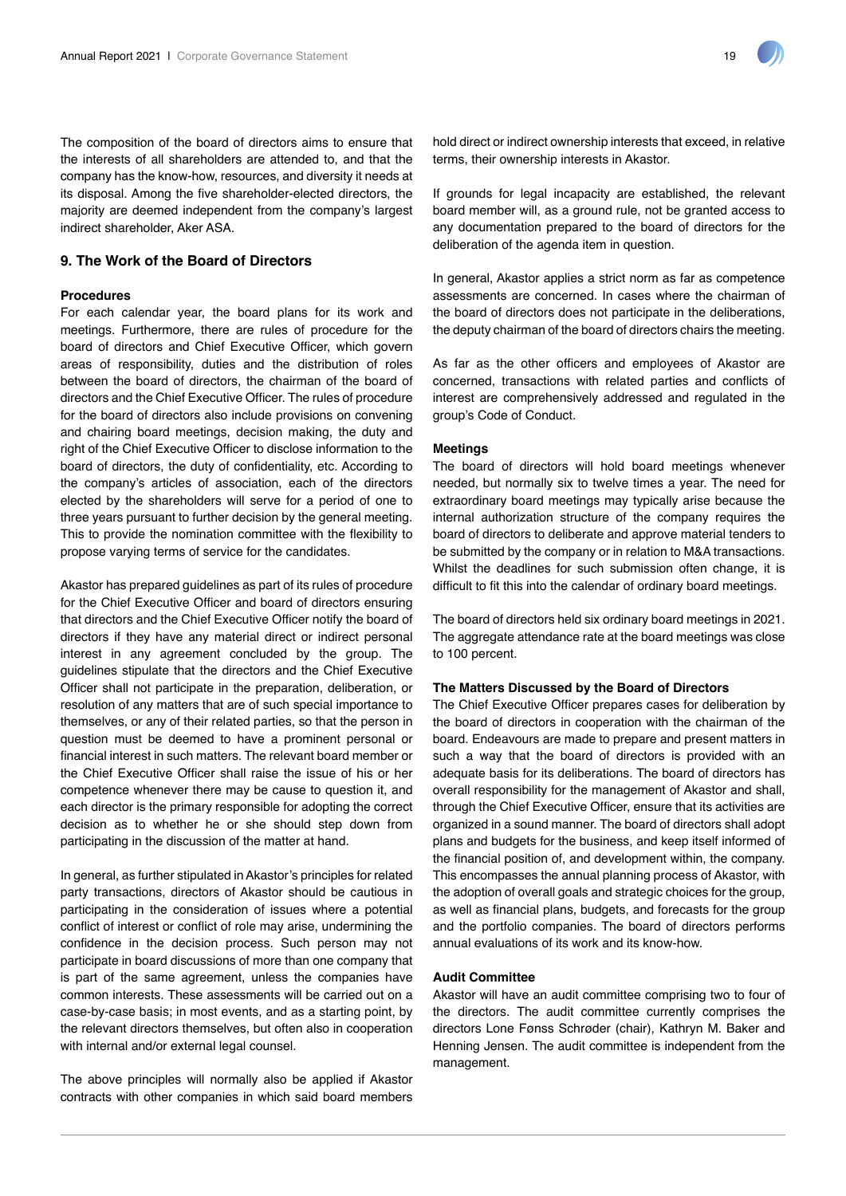The composition of the board of directors aims to ensure that the interests of all shareholders are attended to, and that the company has the know-how, resources, and diversity it needs at its disposal. Among the five shareholder-elected directors, the majority are deemed independent from the company's largest indirect shareholder, Aker ASA.

## 9. The Work of the Board of Directors

### Procedures

For each calendar year, the board plans for its work and meetings. Furthermore, there are rules of procedure for the board of directors and Chief Executive Officer, which govern areas of responsibility, duties and the distribution of roles between the board of directors, the chairman of the board of directors and the Chief Executive Officer. The rules of procedure for the board of directors also include provisions on convening and chairing board meetings, decision making, the duty and right of the Chief Executive Officer to disclose information to the board of directors, the duty of confidentiality, etc. According to the company's articles of association, each of the directors elected by the shareholders will serve for a period of one to three years pursuant to further decision by the general meeting. This to provide the nomination committee with the flexibility to propose varying terms of service for the candidates.

Akastor has prepared guidelines as part of its rules of procedure for the Chief Executive Officer and board of directors ensuring that directors and the Chief Executive Officer notify the board of directors if they have any material direct or indirect personal interest in any agreement concluded by the group. The guidelines stipulate that the directors and the Chief Executive Officer shall not participate in the preparation, deliberation, or resolution of any matters that are of such special importance to themselves, or any of their related parties, so that the person in question must be deemed to have a prominent personal or financial interest in such matters. The relevant board member or the Chief Executive Officer shall raise the issue of his or her competence whenever there may be cause to question it, and each director is the primary responsible for adopting the correct decision as to whether he or she should step down from participating in the discussion of the matter at hand.

In general, as further stipulated in Akastor's principles for related party transactions, directors of Akastor should be cautious in participating in the consideration of issues where a potential conflict of interest or conflict of role may arise, undermining the confidence in the decision process. Such person may not participate in board discussions of more than one company that is part of the same agreement, unless the companies have common interests. These assessments will be carried out on a case-by-case basis; in most events, and as a starting point, by the relevant directors themselves, but often also in cooperation with internal and/or external legal counsel.

The above principles will normally also be applied if Akastor contracts with other companies in which said board members hold direct or indirect ownership interests that exceed, in relative terms, their ownership interests in Akastor.

If grounds for legal incapacity are established, the relevant board member will, as a ground rule, not be granted access to any documentation prepared to the board of directors for the deliberation of the agenda item in question.

In general, Akastor applies a strict norm as far as competence assessments are concerned. In cases where the chairman of the board of directors does not participate in the deliberations, the deputy chairman of the board of directors chairs the meeting.

As far as the other officers and employees of Akastor are concerned, transactions with related parties and conflicts of interest are comprehensively addressed and regulated in the group's Code of Conduct.

### Meetings

The board of directors will hold board meetings whenever needed, but normally six to twelve times a year. The need for extraordinary board meetings may typically arise because the internal authorization structure of the company requires the board of directors to deliberate and approve material tenders to be submitted by the company or in relation to M&A transactions. Whilst the deadlines for such submission often change, it is difficult to fit this into the calendar of ordinary board meetings.

The board of directors held six ordinary board meetings in 2021. The aggregate attendance rate at the board meetings was close to 100 percent.

### The Matters Discussed by the Board of Directors

The Chief Executive Officer prepares cases for deliberation by the board of directors in cooperation with the chairman of the board. Endeavours are made to prepare and present matters in such a way that the board of directors is provided with an adequate basis for its deliberations. The board of directors has overall responsibility for the management of Akastor and shall, through the Chief Executive Officer, ensure that its activities are organized in a sound manner. The board of directors shall adopt plans and budgets for the business, and keep itself informed of the financial position of, and development within, the company. This encompasses the annual planning process of Akastor, with the adoption of overall goals and strategic choices for the group, as well as financial plans, budgets, and forecasts for the group and the portfolio companies. The board of directors performs annual evaluations of its work and its know-how.

### Audit Committee

Akastor will have an audit committee comprising two to four of the directors. The audit committee currently comprises the directors Lone Fønss Schrøder (chair), Kathryn M. Baker and Henning Jensen. The audit committee is independent from the management.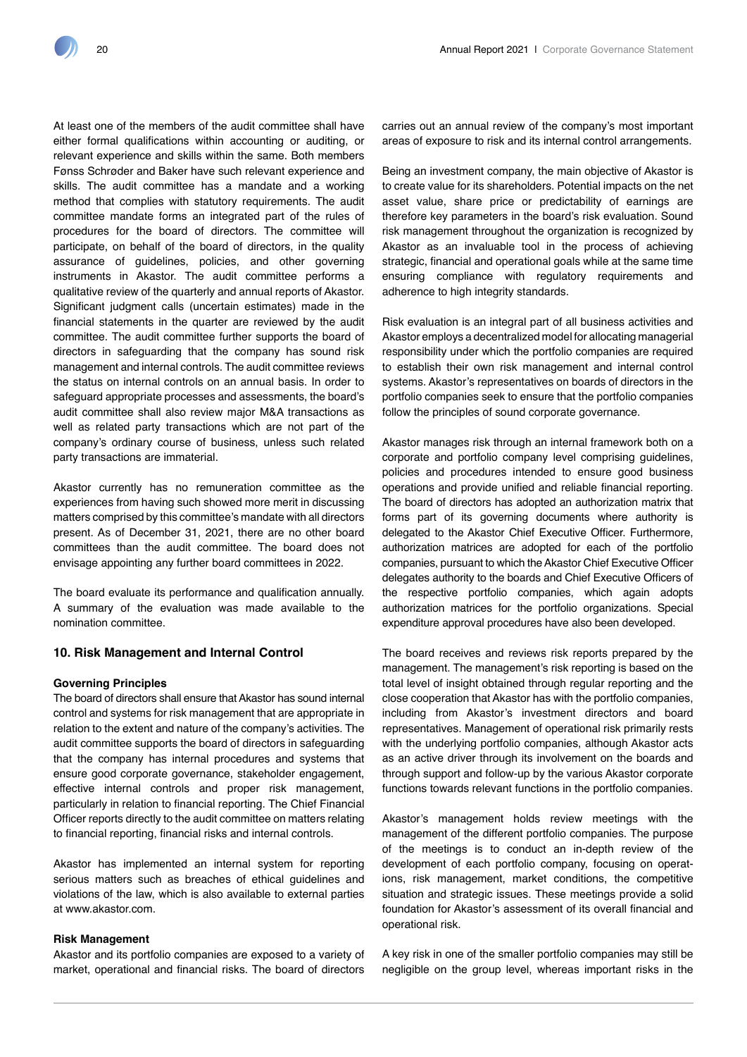At least one of the members of the audit committee shall have either formal qualifications within accounting or auditing, or relevant experience and skills within the same. Both members Fønss Schrøder and Baker have such relevant experience and skills. The audit committee has a mandate and a working method that complies with statutory requirements. The audit committee mandate forms an integrated part of the rules of procedures for the board of directors. The committee will participate, on behalf of the board of directors, in the quality assurance of guidelines, policies, and other governing instruments in Akastor. The audit committee performs a qualitative review of the quarterly and annual reports of Akastor. Significant judgment calls (uncertain estimates) made in the financial statements in the quarter are reviewed by the audit committee. The audit committee further supports the board of directors in safeguarding that the company has sound risk management and internal controls. The audit committee reviews the status on internal controls on an annual basis. In order to safeguard appropriate processes and assessments, the board's audit committee shall also review major M&A transactions as well as related party transactions which are not part of the company's ordinary course of business, unless such related party transactions are immaterial.

Akastor currently has no remuneration committee as the experiences from having such showed more merit in discussing matters comprised by this committee's mandate with all directors present. As of December 31, 2021, there are no other board committees than the audit committee. The board does not envisage appointing any further board committees in 2022.

The board evaluate its performance and qualification annually. A summary of the evaluation was made available to the nomination committee.

## 10. Risk Management and Internal Control

### Governing Principles

The board of directors shall ensure that Akastor has sound internal control and systems for risk management that are appropriate in relation to the extent and nature of the company's activities. The audit committee supports the board of directors in safeguarding that the company has internal procedures and systems that ensure good corporate governance, stakeholder engagement, effective internal controls and proper risk management, particularly in relation to financial reporting. The Chief Financial Officer reports directly to the audit committee on matters relating to financial reporting, financial risks and internal controls.

Akastor has implemented an internal system for reporting serious matters such as breaches of ethical guidelines and violations of the law, which is also available to external parties at www.akastor.com.

### Risk Management

Akastor and its portfolio companies are exposed to a variety of market, operational and financial risks. The board of directors carries out an annual review of the company's most important areas of exposure to risk and its internal control arrangements.

Being an investment company, the main objective of Akastor is to create value for its shareholders. Potential impacts on the net asset value, share price or predictability of earnings are therefore key parameters in the board's risk evaluation. Sound risk management throughout the organization is recognized by Akastor as an invaluable tool in the process of achieving strategic, financial and operational goals while at the same time ensuring compliance with regulatory requirements and adherence to high integrity standards.

Risk evaluation is an integral part of all business activities and Akastor employs a decentralized model for allocating managerial responsibility under which the portfolio companies are required to establish their own risk management and internal control systems. Akastor's representatives on boards of directors in the portfolio companies seek to ensure that the portfolio companies follow the principles of sound corporate governance.

Akastor manages risk through an internal framework both on a corporate and portfolio company level comprising guidelines, policies and procedures intended to ensure good business operations and provide unified and reliable financial reporting. The board of directors has adopted an authorization matrix that forms part of its governing documents where authority is delegated to the Akastor Chief Executive Officer. Furthermore, authorization matrices are adopted for each of the portfolio companies, pursuant to which the Akastor Chief Executive Officer delegates authority to the boards and Chief Executive Officers of the respective portfolio companies, which again adopts authorization matrices for the portfolio organizations. Special expenditure approval procedures have also been developed.

The board receives and reviews risk reports prepared by the management. The management's risk reporting is based on the total level of insight obtained through regular reporting and the close cooperation that Akastor has with the portfolio companies, including from Akastor's investment directors and board representatives. Management of operational risk primarily rests with the underlying portfolio companies, although Akastor acts as an active driver through its involvement on the boards and through support and follow-up by the various Akastor corporate functions towards relevant functions in the portfolio companies.

Akastor's management holds review meetings with the management of the different portfolio companies. The purpose of the meetings is to conduct an in-depth review of the development of each portfolio company, focusing on operations, risk management, market conditions, the competitive situation and strategic issues. These meetings provide a solid foundation for Akastor's assessment of its overall financial and operational risk.

A key risk in one of the smaller portfolio companies may still be negligible on the group level, whereas important risks in the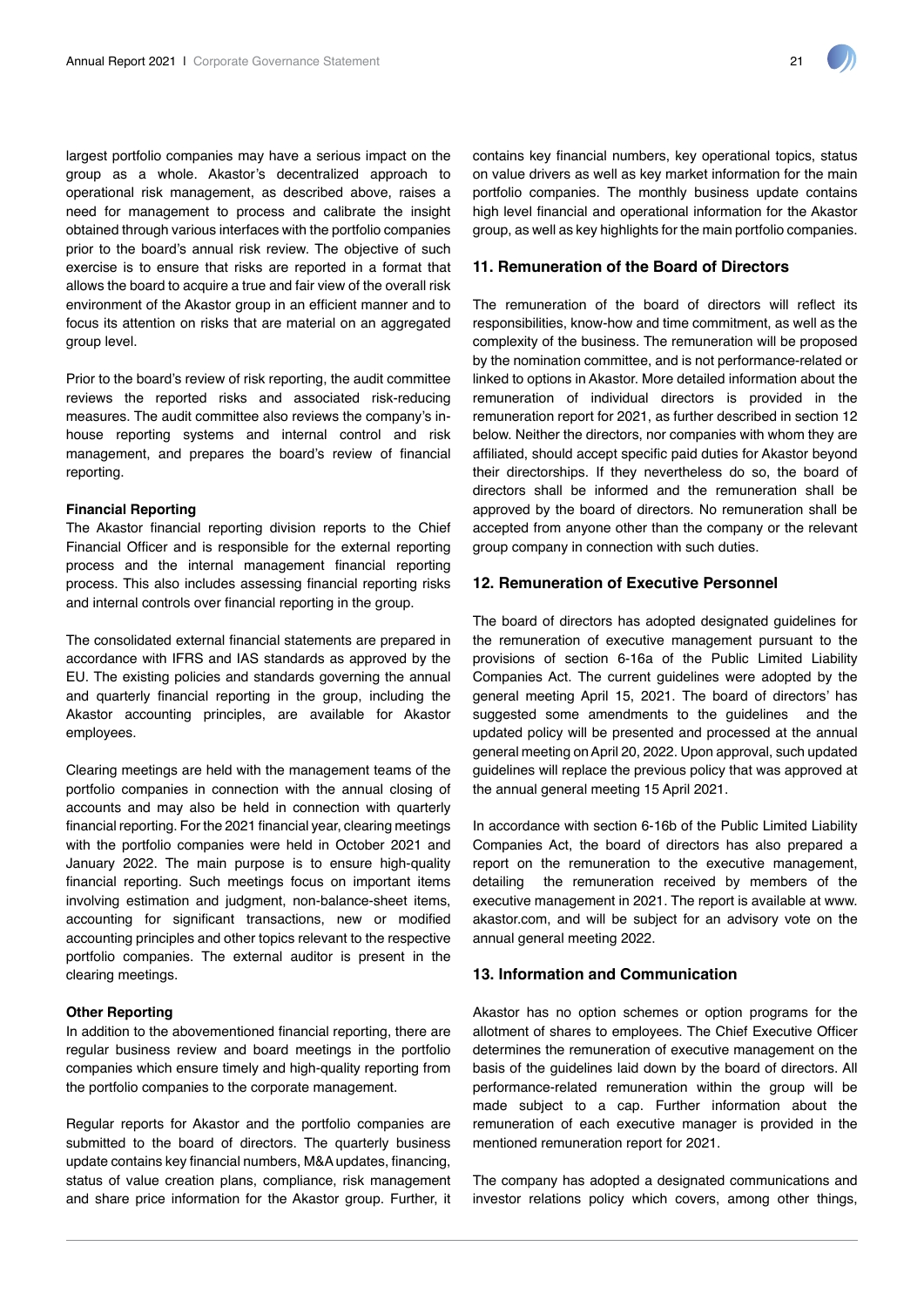largest portfolio companies may have a serious impact on the group as a whole. Akastor's decentralized approach to operational risk management, as described above, raises a need for management to process and calibrate the insight obtained through various interfaces with the portfolio companies prior to the board's annual risk review. The objective of such exercise is to ensure that risks are reported in a format that allows the board to acquire a true and fair view of the overall risk environment of the Akastor group in an efficient manner and to focus its attention on risks that are material on an aggregated group level.

Prior to the board's review of risk reporting, the audit committee reviews the reported risks and associated risk-reducing measures. The audit committee also reviews the company's in-house reporting systems and internal control and risk management, and prepares the board's review of financial reporting.

**Financial Reporting**

The Akastor financial reporting division reports to the Chief Financial Officer and is responsible for the external reporting process and the internal management financial reporting process. This also includes assessing financial reporting risks and internal controls over financial reporting in the group.

The consolidated external financial statements are prepared in accordance with IFRS and IAS standards as approved by the EU. The existing policies and standards governing the annual and quarterly financial reporting in the group, including the Akastor accounting principles, are available for Akastor employees.

Clearing meetings are held with the management teams of the portfolio companies in connection with the annual closing of accounts and may also be held in connection with quarterly financial reporting. For the 2021 financial year, clearing meetings with the portfolio companies were held in October 2021 and January 2022. The main purpose is to ensure high-quality financial reporting. Such meetings focus on important items involving estimation and judgment, non-balance-sheet items, accounting for significant transactions, new or modified accounting principles and other topics relevant to the respective portfolio companies. The external auditor is present in the clearing meetings.

**Other Reporting**

In addition to the abovementioned financial reporting, there are regular business review and board meetings in the portfolio companies which ensure timely and high-quality reporting from the portfolio companies to the corporate management.

Regular reports for Akastor and the portfolio companies are submitted to the board of directors. The quarterly business update contains key financial numbers, M&A updates, financing, status of value creation plans, compliance, risk management and share price information for the Akastor group. Further, it contains key financial numbers, key operational topics, status on value drivers as well as key market information for the main portfolio companies. The monthly business update contains high level financial and operational information for the Akastor group, as well as key highlights for the main portfolio companies.

## 11. Remuneration of the Board of Directors

The remuneration of the board of directors will reflect its responsibilities, know-how and time commitment, as well as the complexity of the business. The remuneration will be proposed by the nomination committee, and is not performance-related or linked to options in Akastor. More detailed information about the remuneration of individual directors is provided in the remuneration report for 2021, as further described in section 12 below. Neither the directors, nor companies with whom they are affiliated, should accept specific paid duties for Akastor beyond their directorships. If they nevertheless do so, the board of directors shall be informed and the remuneration shall be approved by the board of directors. No remuneration shall be accepted from anyone other than the company or the relevant group company in connection with such duties.

## 12. Remuneration of Executive Personnel

The board of directors has adopted designated guidelines for the remuneration of executive management pursuant to the provisions of section 6-16a of the Public Limited Liability Companies Act. The current guidelines were adopted by the general meeting April 15, 2021. The board of directors' has suggested some amendments to the guidelines and the updated policy will be presented and processed at the annual general meeting on April 20, 2022. Upon approval, such updated guidelines will replace the previous policy that was approved at the annual general meeting 15 April 2021.

In accordance with section 6-16b of the Public Limited Liability Companies Act, the board of directors has also prepared a report on the remuneration to the executive management, detailing the remuneration received by members of the executive management in 2021. The report is available at www.akastor.com, and will be subject for an advisory vote on the annual general meeting 2022.

## 13. Information and Communication

Akastor has no option schemes or option programs for the allotment of shares to employees. The Chief Executive Officer determines the remuneration of executive management on the basis of the guidelines laid down by the board of directors. All performance-related remuneration within the group will be made subject to a cap. Further information about the remuneration of each executive manager is provided in the mentioned remuneration report for 2021.

The company has adopted a designated communications and investor relations policy which covers, among other things,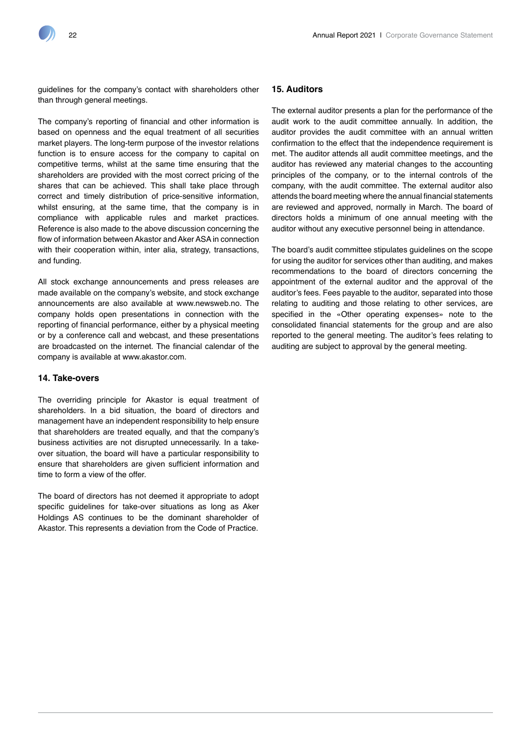guidelines for the company's contact with shareholders other than through general meetings.

The company's reporting of financial and other information is based on openness and the equal treatment of all securities market players. The long-term purpose of the investor relations function is to ensure access for the company to capital on competitive terms, whilst at the same time ensuring that the shareholders are provided with the most correct pricing of the shares that can be achieved. This shall take place through correct and timely distribution of price-sensitive information, whilst ensuring, at the same time, that the company is in compliance with applicable rules and market practices. Reference is also made to the above discussion concerning the flow of information between Akastor and Aker ASA in connection with their cooperation within, inter alia, strategy, transactions, and funding.

All stock exchange announcements and press releases are made available on the company's website, and stock exchange announcements are also available at www.newsweb.no. The company holds open presentations in connection with the reporting of financial performance, either by a physical meeting or by a conference call and webcast, and these presentations are broadcasted on the internet. The financial calendar of the company is available at www.akastor.com.

### 14. Take-overs

The overriding principle for Akastor is equal treatment of shareholders. In a bid situation, the board of directors and management have an independent responsibility to help ensure that shareholders are treated equally, and that the company's business activities are not disrupted unnecessarily. In a take-over situation, the board will have a particular responsibility to ensure that shareholders are given sufficient information and time to form a view of the offer.

The board of directors has not deemed it appropriate to adopt specific guidelines for take-over situations as long as Aker Holdings AS continues to be the dominant shareholder of Akastor. This represents a deviation from the Code of Practice.

### 15. Auditors

The external auditor presents a plan for the performance of the audit work to the audit committee annually. In addition, the auditor provides the audit committee with an annual written confirmation to the effect that the independence requirement is met. The auditor attends all audit committee meetings, and the auditor has reviewed any material changes to the accounting principles of the company, or to the internal controls of the company, with the audit committee. The external auditor also attends the board meeting where the annual financial statements are reviewed and approved, normally in March. The board of directors holds a minimum of one annual meeting with the auditor without any executive personnel being in attendance.

The board's audit committee stipulates guidelines on the scope for using the auditor for services other than auditing, and makes recommendations to the board of directors concerning the appointment of the external auditor and the approval of the auditor's fees. Fees payable to the auditor, separated into those relating to auditing and those relating to other services, are specified in the «Other operating expenses» note to the consolidated financial statements for the group and are also reported to the general meeting. The auditor's fees relating to auditing are subject to approval by the general meeting.